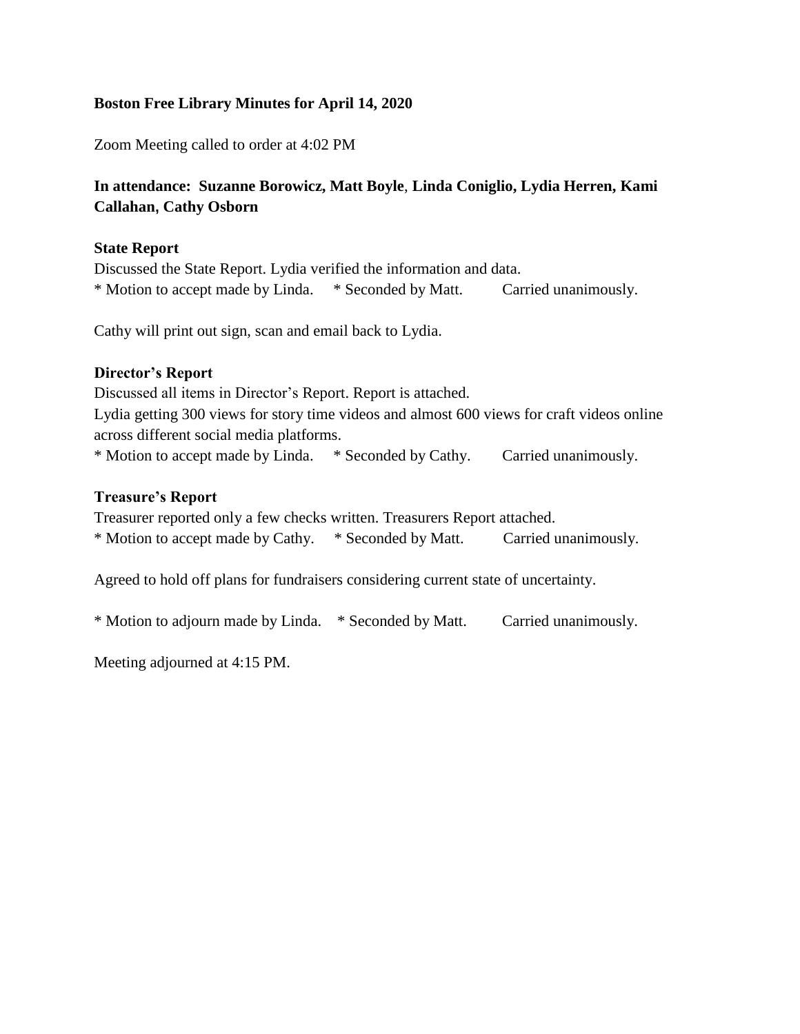**Boston Free Library Minutes for April 14, 2020**

Zoom Meeting called to order at 4:02 PM

**In attendance: Suzanne Borowicz, Matt Boyle, Linda Coniglio, Lydia Herren, Kami Callahan, Cathy Osborn**

**State Report**

Discussed the State Report. Lydia verified the information and data.

* Motion to accept made by Linda. * Seconded by Matt. Carried unanimously.

Cathy will print out sign, scan and email back to Lydia.

**Director's Report**

Discussed all items in Director's Report. Report is attached.

Lydia getting 300 views for story time videos and almost 600 views for craft videos online across different social media platforms.

* Motion to accept made by Linda. * Seconded by Cathy. Carried unanimously.

**Treasure's Report**

Treasurer reported only a few checks written. Treasurers Report attached.

* Motion to accept made by Cathy. * Seconded by Matt. Carried unanimously.

Agreed to hold off plans for fundraisers considering current state of uncertainty.

* Motion to adjourn made by Linda. * Seconded by Matt. Carried unanimously.

Meeting adjourned at 4:15 PM.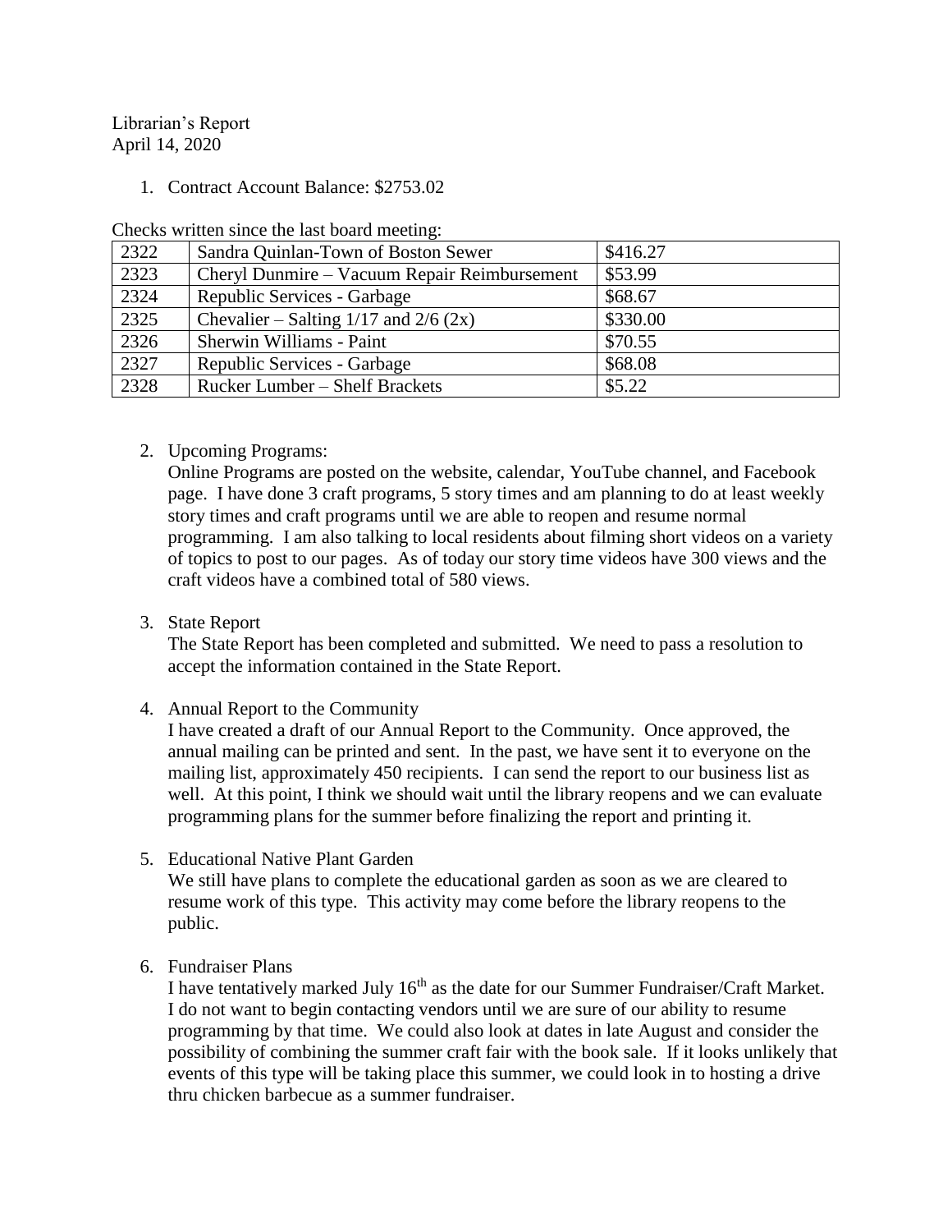Librarian's Report
April 14, 2020

1. Contract Account Balance: $2753.02

Checks written since the last board meeting:

| 2322 | Sandra Quinlan-Town of Boston Sewer | $416.27 |
|---|---|---|
| 2323 | Cheryl Dunmire – Vacuum Repair Reimbursement | $53.99 |
| 2324 | Republic Services - Garbage | $68.67 |
| 2325 | Chevalier – Salting 1/17 and 2/6 (2x) | $330.00 |
| 2326 | Sherwin Williams - Paint | $70.55 |
| 2327 | Republic Services - Garbage | $68.08 |
| 2328 | Rucker Lumber – Shelf Brackets | $5.22 |

2. Upcoming Programs:
   Online Programs are posted on the website, calendar, YouTube channel, and Facebook page. I have done 3 craft programs, 5 story times and am planning to do at least weekly story times and craft programs until we are able to reopen and resume normal programming. I am also talking to local residents about filming short videos on a variety of topics to post to our pages. As of today our story time videos have 300 views and the craft videos have a combined total of 580 views.

3. State Report
   The State Report has been completed and submitted. We need to pass a resolution to accept the information contained in the State Report.

4. Annual Report to the Community
   I have created a draft of our Annual Report to the Community. Once approved, the annual mailing can be printed and sent. In the past, we have sent it to everyone on the mailing list, approximately 450 recipients. I can send the report to our business list as well. At this point, I think we should wait until the library reopens and we can evaluate programming plans for the summer before finalizing the report and printing it.

5. Educational Native Plant Garden
   We still have plans to complete the educational garden as soon as we are cleared to resume work of this type. This activity may come before the library reopens to the public.

6. Fundraiser Plans
   I have tentatively marked July 16th as the date for our Summer Fundraiser/Craft Market. I do not want to begin contacting vendors until we are sure of our ability to resume programming by that time. We could also look at dates in late August and consider the possibility of combining the summer craft fair with the book sale. If it looks unlikely that events of this type will be taking place this summer, we could look in to hosting a drive thru chicken barbecue as a summer fundraiser.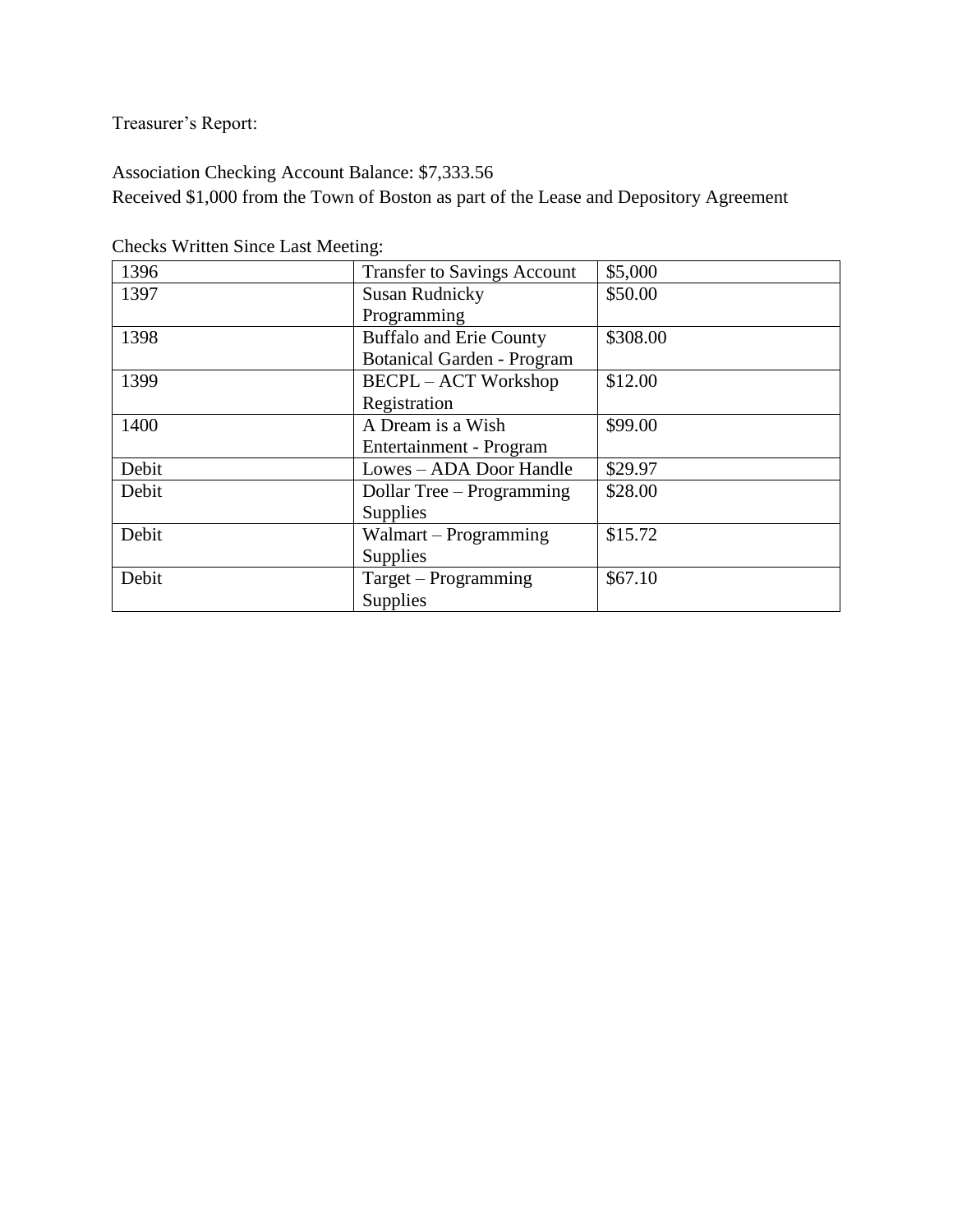Treasurer's Report:

Association Checking Account Balance: $7,333.56
Received $1,000 from the Town of Boston as part of the Lease and Depository Agreement

Checks Written Since Last Meeting:

| | | |
|---|---|---|
| 1396 | Transfer to Savings Account | $5,000 |
| 1397 | Susan Rudnicky Programming | $50.00 |
| 1398 | Buffalo and Erie County Botanical Garden - Program | $308.00 |
| 1399 | BECPL – ACT Workshop Registration | $12.00 |
| 1400 | A Dream is a Wish Entertainment - Program | $99.00 |
| Debit | Lowes – ADA Door Handle | $29.97 |
| Debit | Dollar Tree – Programming Supplies | $28.00 |
| Debit | Walmart – Programming Supplies | $15.72 |
| Debit | Target – Programming Supplies | $67.10 |